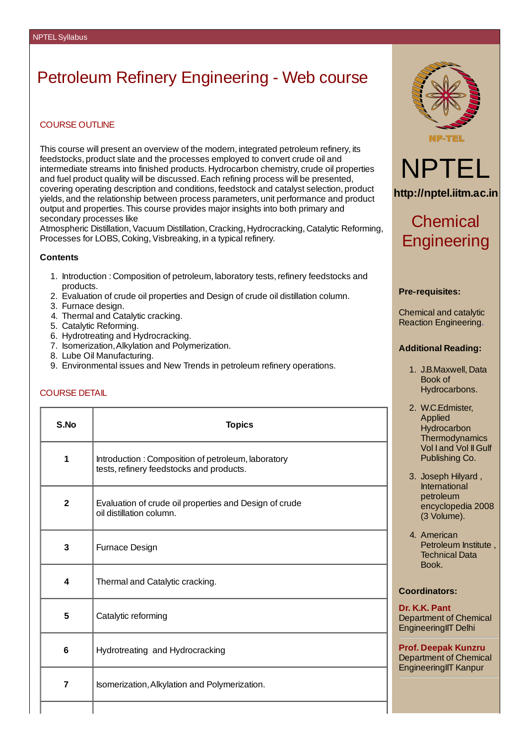# Petroleum Refinery Engineering - Web course

## COURSE OUTLINE

This course will present an overview of the modern, integrated petroleum refinery, its feedstocks, product slate and the processes employed to convert crude oil and intermediate streams into finished products. Hydrocarbon chemistry, crude oil properties and fuel product quality will be discussed. Each refining process will be presented, covering operating description and conditions, feedstock and catalyst selection, product yields, and the relationship between process parameters, unit performance and product output and properties. This course provides major insights into both primary and secondary processes like
Atmospheric Distillation, Vacuum Distillation, Cracking, Hydrocracking, Catalytic Reforming, Processes for LOBS, Coking, Visbreaking, in a typical refinery.

**Contents**

1. Introduction : Composition of petroleum, laboratory tests, refinery feedstocks and products.
2. Evaluation of crude oil properties and Design of crude oil distillation column.
3. Furnace design.
4. Thermal and Catalytic cracking.
5. Catalytic Reforming.
6. Hydrotreating and Hydrocracking.
7. Isomerization, Alkylation and Polymerization.
8. Lube Oil Manufacturing.
9. Environmental issues and New Trends in petroleum refinery operations.

## COURSE DETAIL

| S.No | Topics |
|---|---|
| 1 | Introduction : Composition of petroleum, laboratory tests, refinery feedstocks and products. |
| 2 | Evaluation of crude oil properties and Design of crude oil distillation column. |
| 3 | Furnace Design |
| 4 | Thermal and Catalytic cracking. |
| 5 | Catalytic reforming |
| 6 | Hydrotreating and Hydrocracking |
| 7 | Isomerization, Alkylation and Polymerization. |

NP-TEL

NPTEL

http://nptel.iitm.ac.in

## Chemical Engineering

**Pre-requisites:**

Chemical and catalytic Reaction Engineering.

**Additional Reading:**

1. J.B.Maxwell, Data Book of Hydrocarbons.
2. W.C.Edmister, Applied Hydrocarbon Thermodynamics Vol I and Vol II Gulf Publishing Co.
3. Joseph Hilyard , International petroleum encyclopedia 2008 (3 Volume).
4. American Petroleum Institute , Technical Data Book.

**Coordinators:**

**Dr. K.K. Pant**
Department of Chemical EngineeringIIT Delhi

**Prof. Deepak Kunzru**
Department of Chemical EngineeringIIT Kanpur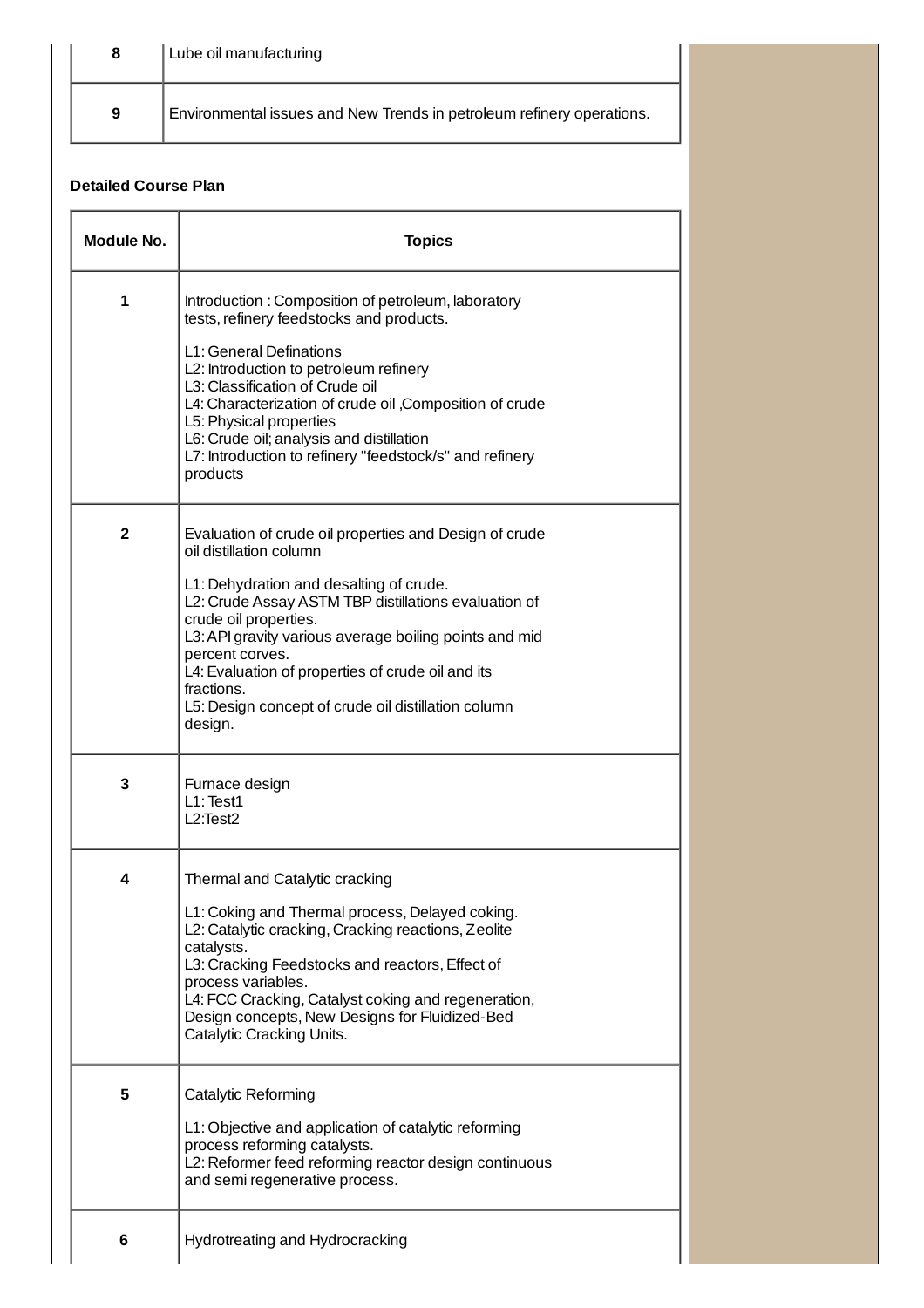| | |
|---|---|
| 8 | Lube oil manufacturing |
| 9 | Environmental issues and New Trends in petroleum refinery operations. |

**Detailed Course Plan**

| Module No. | Topics |
|---|---|
| 1 | Introduction : Composition of petroleum, laboratory tests, refinery feedstocks and products.<br><br>L1: General Definations<br>L2: Introduction to petroleum refinery<br>L3: Classification of Crude oil<br>L4: Characterization of crude oil ,Composition of crude<br>L5: Physical properties<br>L6: Crude oil; analysis and distillation<br>L7: Introduction to refinery "feedstock/s" and refinery products |
| 2 | Evaluation of crude oil properties and Design of crude oil distillation column<br><br>L1: Dehydration and desalting of crude.<br>L2: Crude Assay ASTM TBP distillations evaluation of crude oil properties.<br>L3: API gravity various average boiling points and mid percent corves.<br>L4: Evaluation of properties of crude oil and its fractions.<br>L5: Design concept of crude oil distillation column design. |
| 3 | Furnace design<br>L1: Test1<br>L2:Test2 |
| 4 | Thermal and Catalytic cracking<br><br>L1: Coking and Thermal process, Delayed coking.<br>L2: Catalytic cracking, Cracking reactions, Zeolite catalysts.<br>L3: Cracking Feedstocks and reactors, Effect of process variables.<br>L4: FCC Cracking, Catalyst coking and regeneration, Design concepts, New Designs for Fluidized-Bed Catalytic Cracking Units. |
| 5 | Catalytic Reforming<br><br>L1: Objective and application of catalytic reforming process reforming catalysts.<br>L2: Reformer feed reforming reactor design continuous and semi regenerative process. |
| 6 | Hydrotreating and Hydrocracking |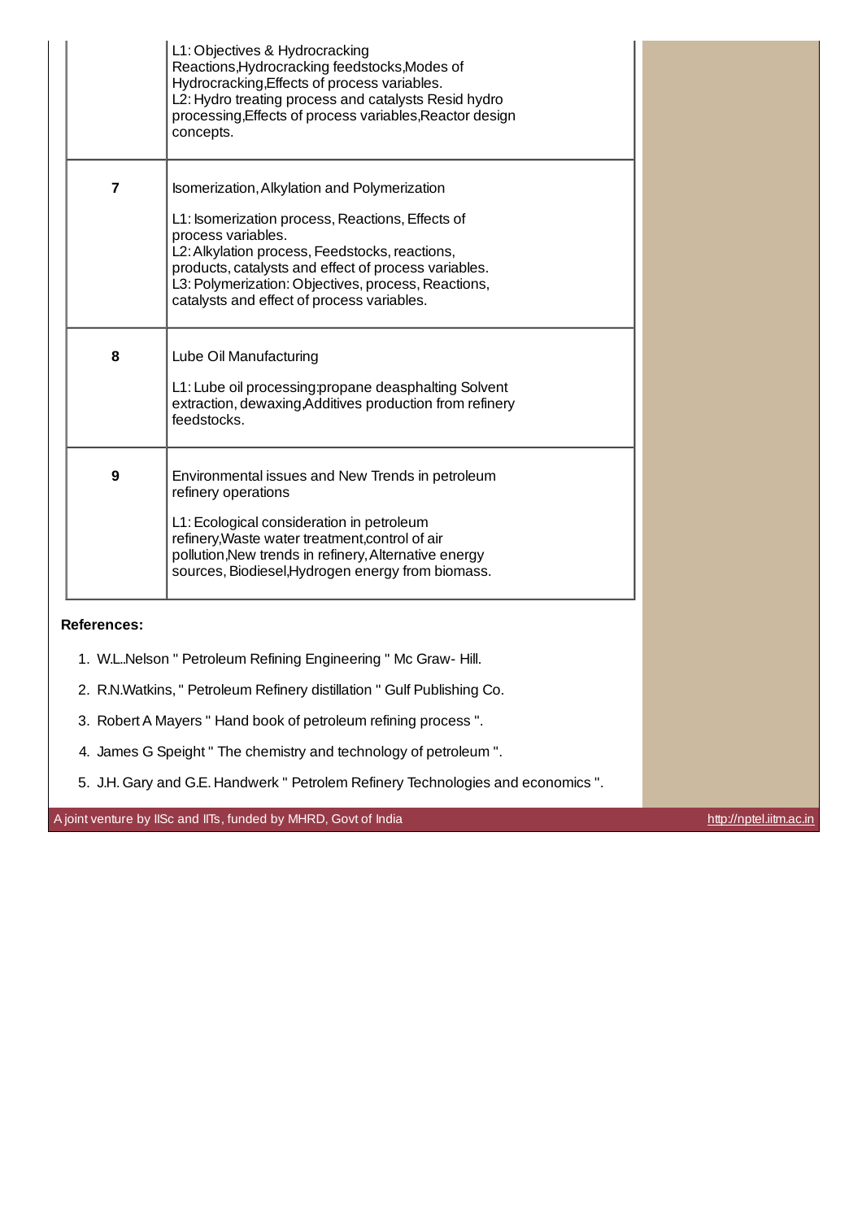| | |
|---|---|
| | L1: Objectives & Hydrocracking Reactions,Hydrocracking feedstocks,Modes of Hydrocracking,Effects of process variables.<br>L2: Hydro treating process and catalysts Resid hydro processing,Effects of process variables,Reactor design concepts. |
| **7** | Isomerization, Alkylation and Polymerization<br><br>L1: Isomerization process, Reactions, Effects of process variables.<br>L2: Alkylation process, Feedstocks, reactions, products, catalysts and effect of process variables.<br>L3: Polymerization: Objectives, process, Reactions, catalysts and effect of process variables. |
| **8** | Lube Oil Manufacturing<br><br>L1: Lube oil processing:propane deasphalting Solvent extraction, dewaxing,Additives production from refinery feedstocks. |
| **9** | Environmental issues and New Trends in petroleum refinery operations<br><br>L1: Ecological consideration in petroleum refinery,Waste water treatment,control of air pollution,New trends in refinery, Alternative energy sources, Biodiesel,Hydrogen energy from biomass. |

**References:**

1. W.L..Nelson " Petroleum Refining Engineering " Mc Graw- Hill.
2. R.N.Watkins, " Petroleum Refinery distillation " Gulf Publishing Co.
3. Robert A Mayers " Hand book of petroleum refining process ".
4. James G Speight " The chemistry and technology of petroleum ".
5. J.H. Gary and G.E. Handwerk " Petrolem Refinery Technologies and economics ".